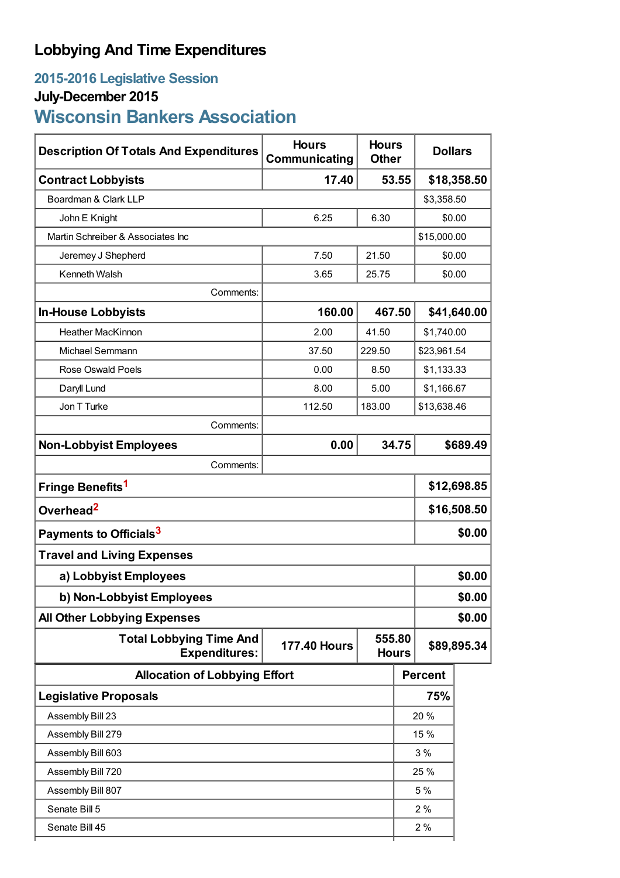# Lobbying And Time Expenditures

## 2015-2016 Legislative Session

### July-December 2015

## Wisconsin Bankers Association

| Description Of Totals And Expenditures | Hours Communicating | Hours Other | Dollars |
|---|---|---|---|
| **Contract Lobbyists** | **17.40** | **53.55** | **$18,358.50** |
| Boardman & Clark LLP | | | $3,358.50 |
| John E Knight | 6.25 | 6.30 | $0.00 |
| Martin Schreiber & Associates Inc | | | $15,000.00 |
| Jeremey J Shepherd | 7.50 | 21.50 | $0.00 |
| Kenneth Walsh | 3.65 | 25.75 | $0.00 |
| Comments: | | | |
| **In-House Lobbyists** | **160.00** | **467.50** | **$41,640.00** |
| Heather MacKinnon | 2.00 | 41.50 | $1,740.00 |
| Michael Semmann | 37.50 | 229.50 | $23,961.54 |
| Rose Oswald Poels | 0.00 | 8.50 | $1,133.33 |
| Daryll Lund | 8.00 | 5.00 | $1,166.67 |
| Jon T Turke | 112.50 | 183.00 | $13,638.46 |
| Comments: | | | |
| **Non-Lobbyist Employees** | **0.00** | **34.75** | **$689.49** |
| Comments: | | | |
| **Fringe Benefits[1]** | | | **$12,698.85** |
| **Overhead[2]** | | | **$16,508.50** |
| **Payments to Officials[3]** | | | **$0.00** |
| **Travel and Living Expenses** | | | |
| **a) Lobbyist Employees** | | | **$0.00** |
| **b) Non-Lobbyist Employees** | | | **$0.00** |
| **All Other Lobbying Expenses** | | | **$0.00** |
| **Total Lobbying Time And Expenditures:** | **177.40 Hours** | **555.80 Hours** | **$89,895.34** |

| Allocation of Lobbying Effort | Percent |
|---|---|
| **Legislative Proposals** | **75%** |
| Assembly Bill 23 | 20 % |
| Assembly Bill 279 | 15 % |
| Assembly Bill 603 | 3 % |
| Assembly Bill 720 | 25 % |
| Assembly Bill 807 | 5 % |
| Senate Bill 5 | 2 % |
| Senate Bill 45 | 2 % |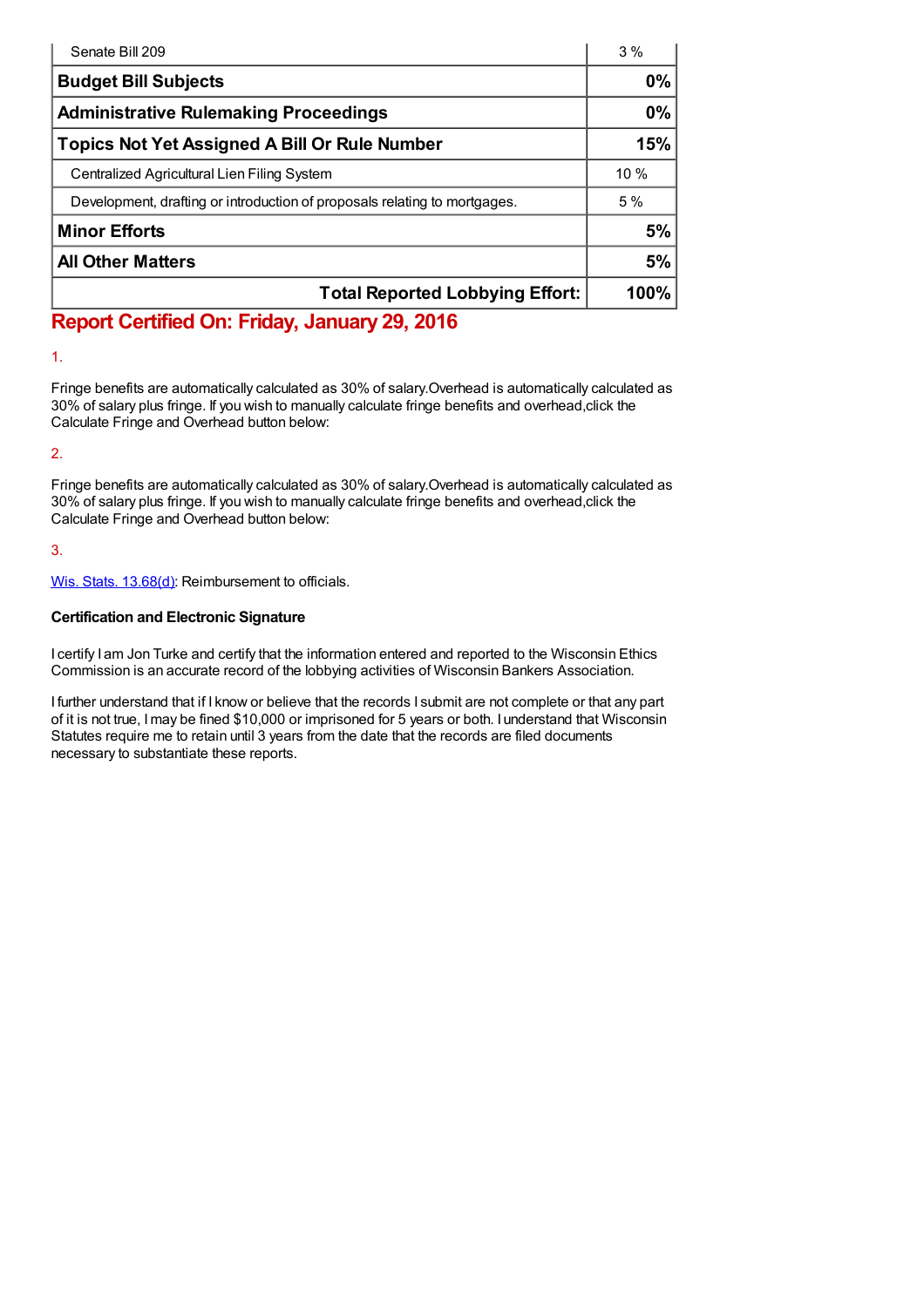| | |
|---|---|
| Senate Bill 209 | 3 % |
| **Budget Bill Subjects** | **0%** |
| **Administrative Rulemaking Proceedings** | **0%** |
| **Topics Not Yet Assigned A Bill Or Rule Number** | **15%** |
| Centralized Agricultural Lien Filing System | 10 % |
| Development, drafting or introduction of proposals relating to mortgages. | 5 % |
| **Minor Efforts** | **5%** |
| **All Other Matters** | **5%** |
| **Total Reported Lobbying Effort:** | **100%** |

## Report Certified On: Friday, January 29, 2016

1.

Fringe benefits are automatically calculated as 30% of salary.Overhead is automatically calculated as 30% of salary plus fringe. If you wish to manually calculate fringe benefits and overhead,click the Calculate Fringe and Overhead button below:

2.

Fringe benefits are automatically calculated as 30% of salary.Overhead is automatically calculated as 30% of salary plus fringe. If you wish to manually calculate fringe benefits and overhead,click the Calculate Fringe and Overhead button below:

3.

Wis. Stats. 13.68(d): Reimbursement to officials.

**Certification and Electronic Signature**

I certify I am Jon Turke and certify that the information entered and reported to the Wisconsin Ethics Commission is an accurate record of the lobbying activities of Wisconsin Bankers Association.

I further understand that if I know or believe that the records I submit are not complete or that any part of it is not true, I may be fined $10,000 or imprisoned for 5 years or both. I understand that Wisconsin Statutes require me to retain until 3 years from the date that the records are filed documents necessary to substantiate these reports.